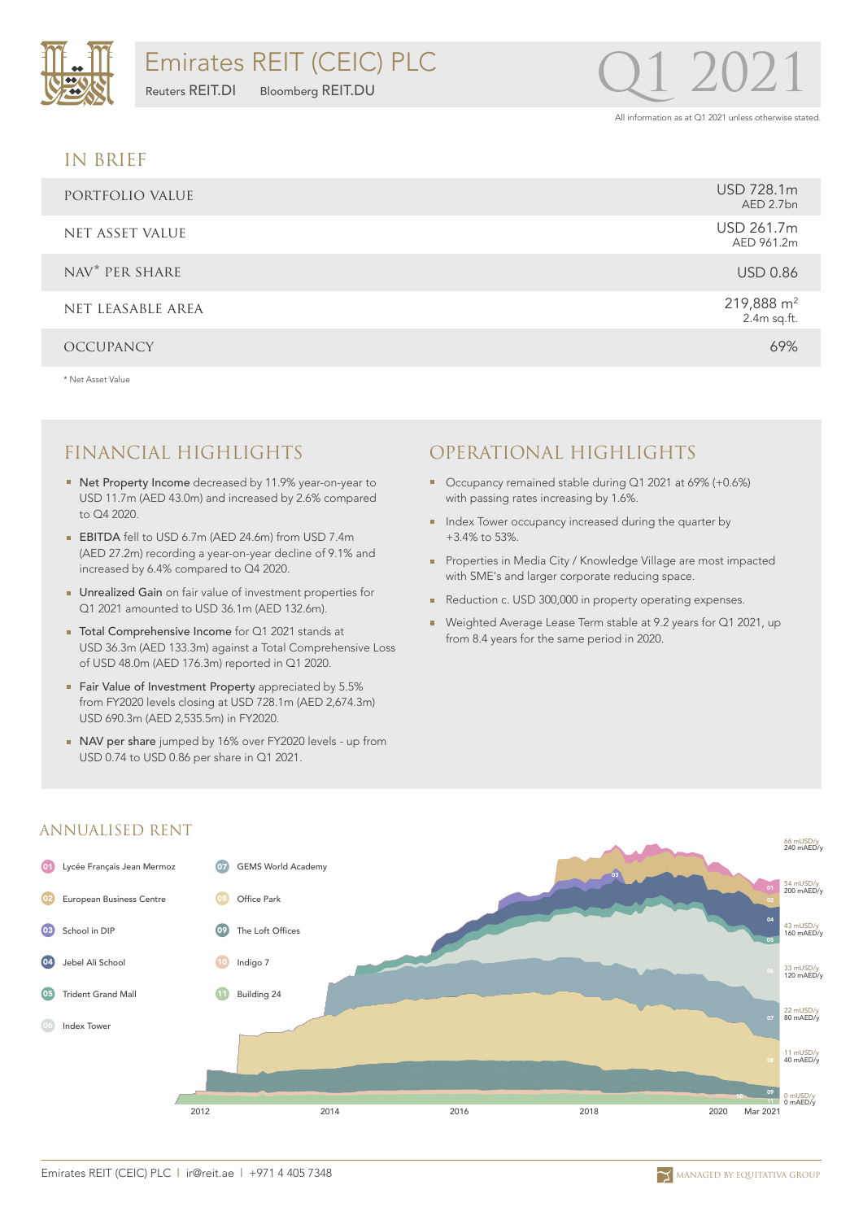# Emirates REIT (CEIC) PLC

Reuters REIT.DI Bloomberg REIT.DU

Q1 2021

All information as at Q1 2021 unless otherwise stated.

## IN BRIEF

| | |
|---|---|
| PORTFOLIO VALUE | USD 728.1m<br>AED 2.7bn |
| NET ASSET VALUE | USD 261.7m<br>AED 961.2m |
| NAV* PER SHARE | USD 0.86 |
| NET LEASABLE AREA | 219,888 m²<br>2.4m sq.ft. |
| OCCUPANCY | 69% |

\* Net Asset Value

## FINANCIAL HIGHLIGHTS

- Net Property Income decreased by 11.9% year-on-year to USD 11.7m (AED 43.0m) and increased by 2.6% compared to Q4 2020.
- EBITDA fell to USD 6.7m (AED 24.6m) from USD 7.4m (AED 27.2m) recording a year-on-year decline of 9.1% and increased by 6.4% compared to Q4 2020.
- Unrealized Gain on fair value of investment properties for Q1 2021 amounted to USD 36.1m (AED 132.6m).
- Total Comprehensive Income for Q1 2021 stands at USD 36.3m (AED 133.3m) against a Total Comprehensive Loss of USD 48.0m (AED 176.3m) reported in Q1 2020.
- Fair Value of Investment Property appreciated by 5.5% from FY2020 levels closing at USD 728.1m (AED 2,674.3m) USD 690.3m (AED 2,535.5m) in FY2020.
- NAV per share jumped by 16% over FY2020 levels - up from USD 0.74 to USD 0.86 per share in Q1 2021.

## OPERATIONAL HIGHLIGHTS

- Occupancy remained stable during Q1 2021 at 69% (+0.6%) with passing rates increasing by 1.6%.
- Index Tower occupancy increased during the quarter by +3.4% to 53%.
- Properties in Media City / Knowledge Village are most impacted with SME's and larger corporate reducing space.
- Reduction c. USD 300,000 in property operating expenses.
- Weighted Average Lease Term stable at 9.2 years for Q1 2021, up from 8.4 years for the same period in 2020.

## ANNUALISED RENT

01 Lycée Français Jean Mermoz
02 European Business Centre
03 School in DIP
04 Jebel Ali School
05 Trident Grand Mall
06 Index Tower
07 GEMS World Academy
08 Office Park
09 The Loft Offices
10 Indigo 7
11 Building 24

Y-axis: 0 mUSD/y (0 mAED/y), 11 mUSD/y (40 mAED/y), 22 mUSD/y (80 mAED/y), 33 mUSD/y (120 mAED/y), 43 mUSD/y (160 mAED/y), 54 mUSD/y (200 mAED/y), 66 mUSD/y (240 mAED/y)

X-axis: 2012, 2014, 2016, 2018, 2020, Mar 2021

Emirates REIT (CEIC) PLC | ir@reit.ae | +971 4 405 7348

MANAGED BY EQUITATIVA GROUP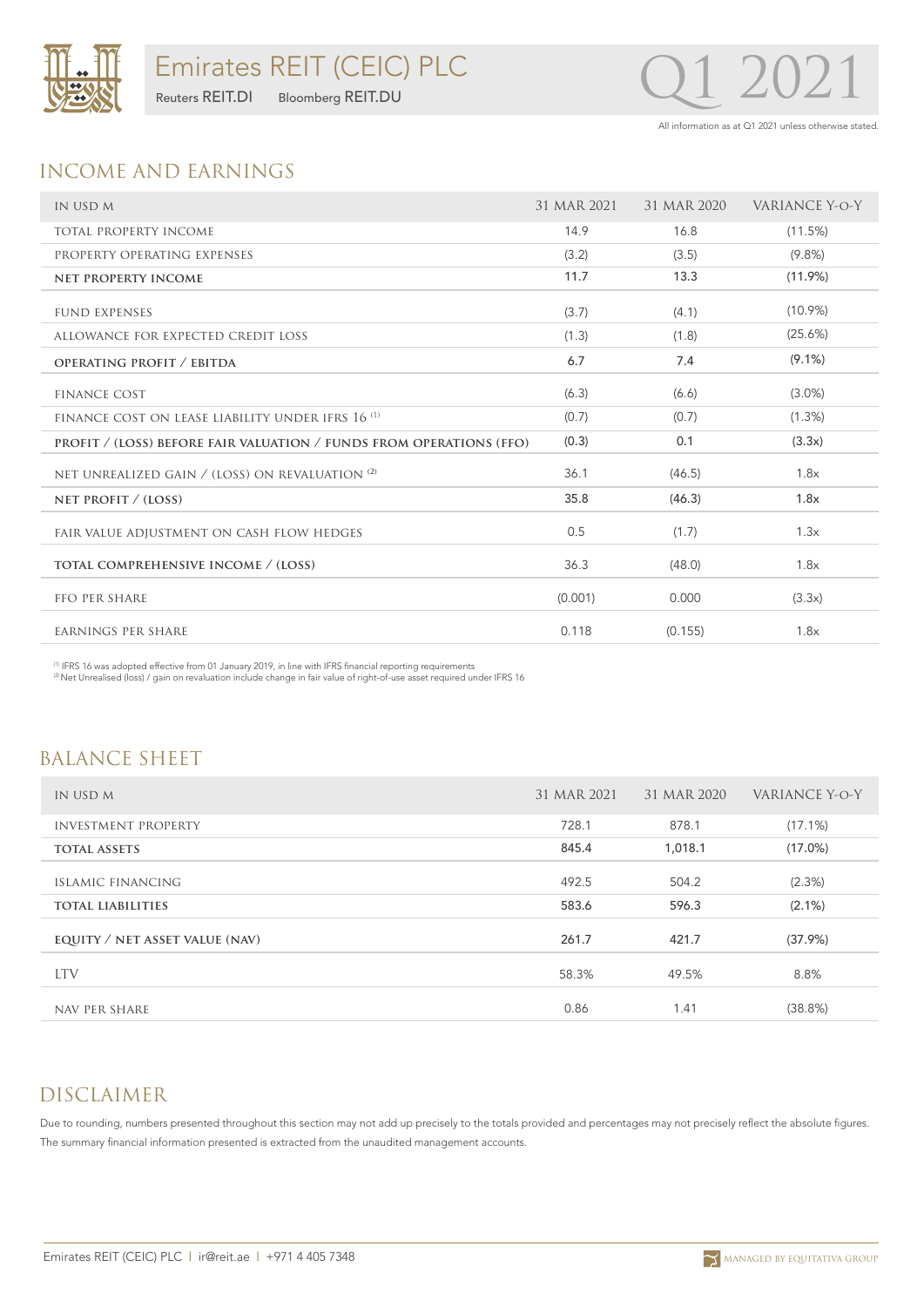# Emirates REIT (CEIC) PLC

Reuters REIT.DI Bloomberg REIT.DU

# Q1 2021

All information as at Q1 2021 unless otherwise stated.

## INCOME AND EARNINGS

| IN USD M | 31 MAR 2021 | 31 MAR 2020 | VARIANCE Y-O-Y |
|---|---|---|---|
| TOTAL PROPERTY INCOME | 14.9 | 16.8 | (11.5%) |
| PROPERTY OPERATING EXPENSES | (3.2) | (3.5) | (9.8%) |
| **NET PROPERTY INCOME** | **11.7** | **13.3** | **(11.9%)** |
| FUND EXPENSES | (3.7) | (4.1) | (10.9%) |
| ALLOWANCE FOR EXPECTED CREDIT LOSS | (1.3) | (1.8) | (25.6%) |
| **OPERATING PROFIT / EBITDA** | **6.7** | **7.4** | **(9.1%)** |
| FINANCE COST | (6.3) | (6.6) | (3.0%) |
| FINANCE COST ON LEASE LIABILITY UNDER IFRS 16 [1] | (0.7) | (0.7) | (1.3%) |
| **PROFIT / (LOSS) BEFORE FAIR VALUATION / FUNDS FROM OPERATIONS (FFO)** | **(0.3)** | **0.1** | **(3.3x)** |
| NET UNREALIZED GAIN / (LOSS) ON REVALUATION [2] | 36.1 | (46.5) | 1.8x |
| **NET PROFIT / (LOSS)** | **35.8** | **(46.3)** | **1.8x** |
| FAIR VALUE ADJUSTMENT ON CASH FLOW HEDGES | 0.5 | (1.7) | 1.3x |
| **TOTAL COMPREHENSIVE INCOME / (LOSS)** | 36.3 | (48.0) | 1.8x |
| FFO PER SHARE | (0.001) | 0.000 | (3.3x) |
| EARNINGS PER SHARE | 0.118 | (0.155) | 1.8x |

[1] IFRS 16 was adopted effective from 01 January 2019, in line with IFRS financial reporting requirements

[2] Net Unrealised (loss) / gain on revaluation include change in fair value of right-of-use asset required under IFRS 16

## BALANCE SHEET

| IN USD M | 31 MAR 2021 | 31 MAR 2020 | VARIANCE Y-O-Y |
|---|---|---|---|
| INVESTMENT PROPERTY | 728.1 | 878.1 | (17.1%) |
| **TOTAL ASSETS** | **845.4** | **1,018.1** | **(17.0%)** |
| ISLAMIC FINANCING | 492.5 | 504.2 | (2.3%) |
| **TOTAL LIABILITIES** | **583.6** | **596.3** | **(2.1%)** |
| **EQUITY / NET ASSET VALUE (NAV)** | **261.7** | **421.7** | **(37.9%)** |
| LTV | 58.3% | 49.5% | 8.8% |
| NAV PER SHARE | 0.86 | 1.41 | (38.8%) |

## DISCLAIMER

Due to rounding, numbers presented throughout this section may not add up precisely to the totals provided and percentages may not precisely reflect the absolute figures.

The summary financial information presented is extracted from the unaudited management accounts.

Emirates REIT (CEIC) PLC | ir@reit.ae | +971 4 405 7348

MANAGED BY EQUITATIVA GROUP